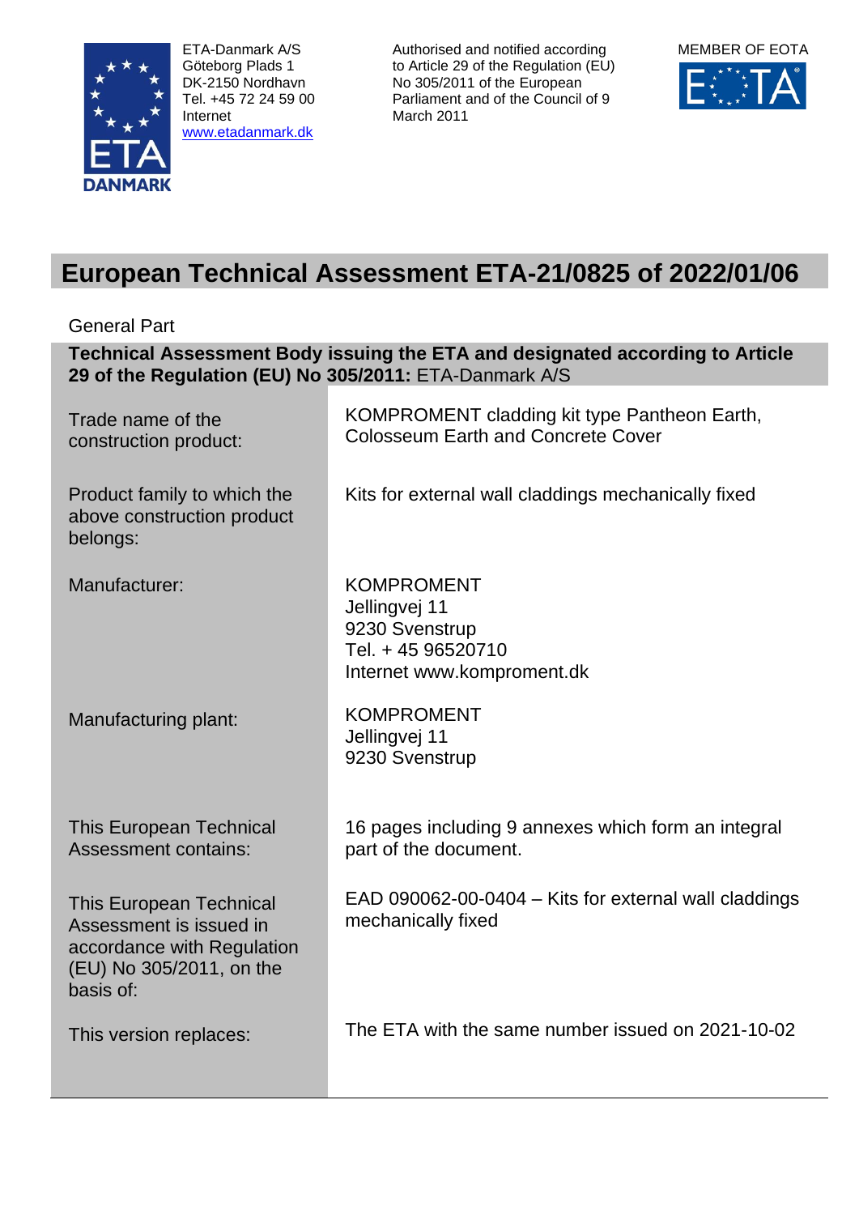ETA-Danmark A/S
Göteborg Plads 1
DK-2150 Nordhavn
Tel. +45 72 24 59 00
Internet
[www.etadanmark.dk](http://www.etadanmark.dk)

Authorised and notified according to Article 29 of the Regulation (EU) No 305/2011 of the European Parliament and of the Council of 9 March 2011

MEMBER OF EOTA

# European Technical Assessment ETA-21/0825 of 2022/01/06

General Part

**Technical Assessment Body issuing the ETA and designated according to Article 29 of the Regulation (EU) No 305/2011:** ETA-Danmark A/S

| | |
|---|---|
| Trade name of the construction product: | KOMPROMENT cladding kit type Pantheon Earth, Colosseum Earth and Concrete Cover |
| Product family to which the above construction product belongs: | Kits for external wall claddings mechanically fixed |
| Manufacturer: | KOMPROMENT<br>Jellingvej 11<br>9230 Svenstrup<br>Tel. + 45 96520710<br>Internet www.komproment.dk |
| Manufacturing plant: | KOMPROMENT<br>Jellingvej 11<br>9230 Svenstrup |
| This European Technical Assessment contains: | 16 pages including 9 annexes which form an integral part of the document. |
| This European Technical Assessment is issued in accordance with Regulation (EU) No 305/2011, on the basis of: | EAD 090062-00-0404 – Kits for external wall claddings mechanically fixed |
| This version replaces: | The ETA with the same number issued on 2021-10-02 |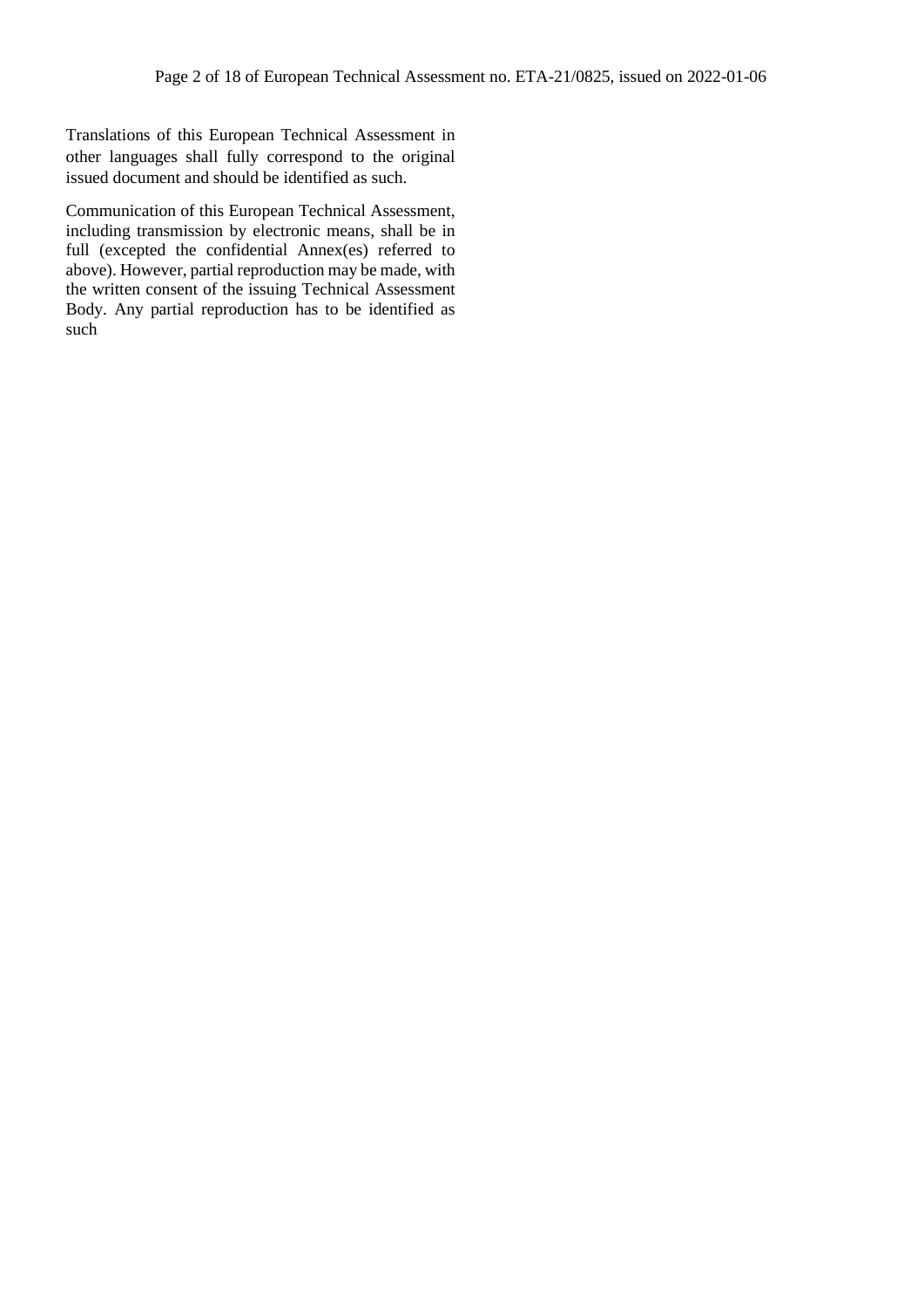Translations of this European Technical Assessment in other languages shall fully correspond to the original issued document and should be identified as such.

Communication of this European Technical Assessment, including transmission by electronic means, shall be in full (excepted the confidential Annex(es) referred to above). However, partial reproduction may be made, with the written consent of the issuing Technical Assessment Body. Any partial reproduction has to be identified as such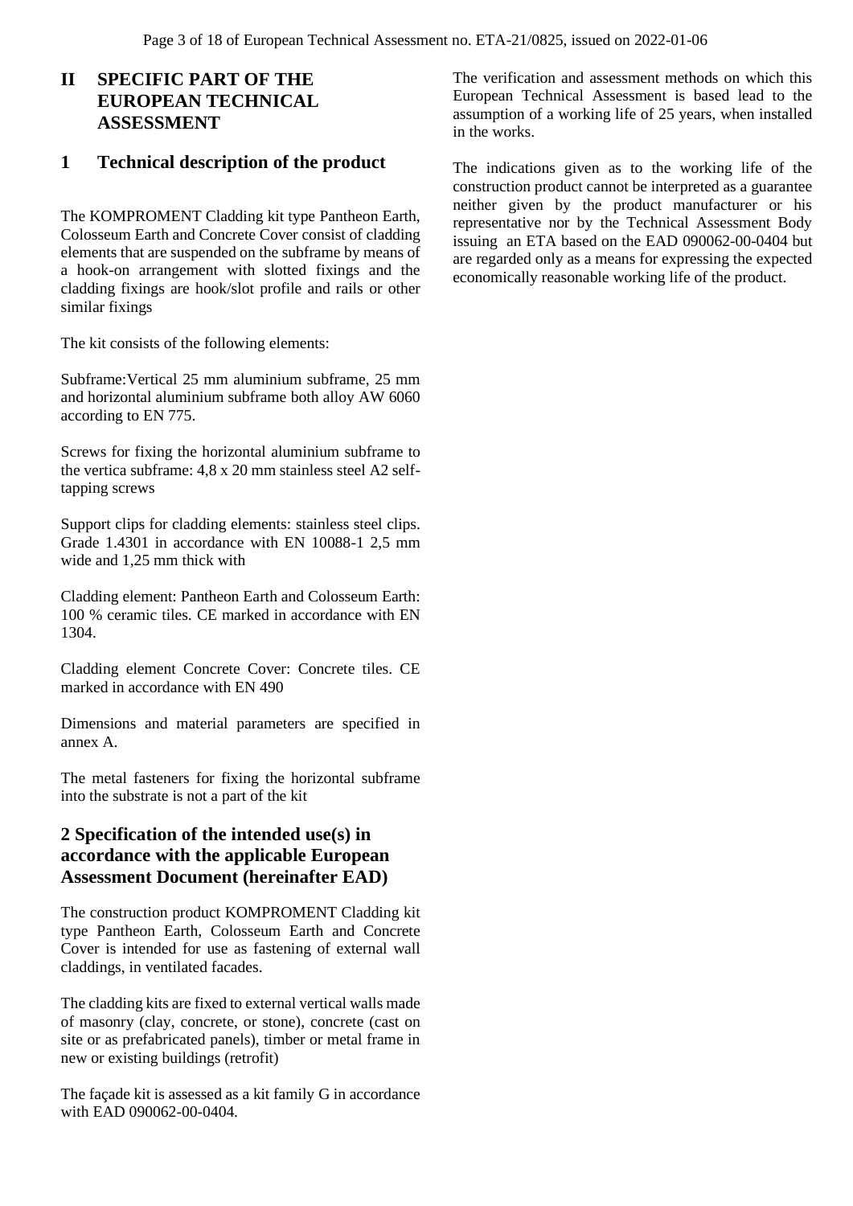# II SPECIFIC PART OF THE EUROPEAN TECHNICAL ASSESSMENT

## 1 Technical description of the product

The KOMPROMENT Cladding kit type Pantheon Earth, Colosseum Earth and Concrete Cover consist of cladding elements that are suspended on the subframe by means of a hook-on arrangement with slotted fixings and the cladding fixings are hook/slot profile and rails or other similar fixings

The kit consists of the following elements:

Subframe:Vertical 25 mm aluminium subframe, 25 mm and horizontal aluminium subframe both alloy AW 6060 according to EN 775.

Screws for fixing the horizontal aluminium subframe to the vertica subframe: 4,8 x 20 mm stainless steel A2 self-tapping screws

Support clips for cladding elements: stainless steel clips. Grade 1.4301 in accordance with EN 10088-1 2,5 mm wide and 1,25 mm thick with

Cladding element: Pantheon Earth and Colosseum Earth: 100 % ceramic tiles. CE marked in accordance with EN 1304.

Cladding element Concrete Cover: Concrete tiles. CE marked in accordance with EN 490

Dimensions and material parameters are specified in annex A.

The metal fasteners for fixing the horizontal subframe into the substrate is not a part of the kit

## 2 Specification of the intended use(s) in accordance with the applicable European Assessment Document (hereinafter EAD)

The construction product KOMPROMENT Cladding kit type Pantheon Earth, Colosseum Earth and Concrete Cover is intended for use as fastening of external wall claddings, in ventilated facades.

The cladding kits are fixed to external vertical walls made of masonry (clay, concrete, or stone), concrete (cast on site or as prefabricated panels), timber or metal frame in new or existing buildings (retrofit)

The façade kit is assessed as a kit family G in accordance with EAD 090062-00-0404.

The verification and assessment methods on which this European Technical Assessment is based lead to the assumption of a working life of 25 years, when installed in the works.

The indications given as to the working life of the construction product cannot be interpreted as a guarantee neither given by the product manufacturer or his representative nor by the Technical Assessment Body issuing an ETA based on the EAD 090062-00-0404 but are regarded only as a means for expressing the expected economically reasonable working life of the product.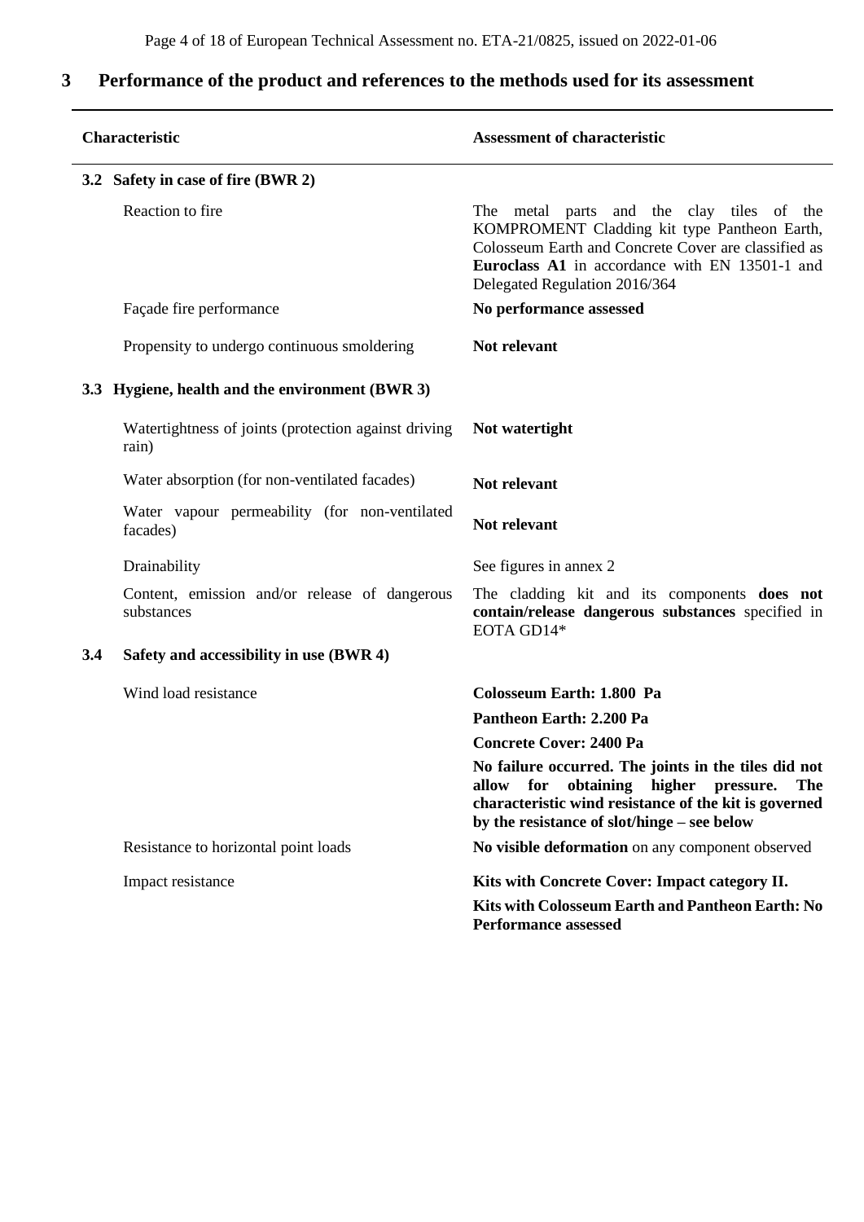## 3 Performance of the product and references to the methods used for its assessment

| Characteristic | Assessment of characteristic |
|---|---|
| **3.2 Safety in case of fire (BWR 2)** | |
| Reaction to fire | The metal parts and the clay tiles of the KOMPROMENT Cladding kit type Pantheon Earth, Colosseum Earth and Concrete Cover are classified as **Euroclass A1** in accordance with EN 13501-1 and Delegated Regulation 2016/364 |
| Façade fire performance | **No performance assessed** |
| Propensity to undergo continuous smoldering | **Not relevant** |
| **3.3 Hygiene, health and the environment (BWR 3)** | |
| Watertightness of joints (protection against driving rain) | **Not watertight** |
| Water absorption (for non-ventilated facades) | **Not relevant** |
| Water vapour permeability (for non-ventilated facades) | **Not relevant** |
| Drainability | See figures in annex 2 |
| Content, emission and/or release of dangerous substances | The cladding kit and its components **does not contain/release dangerous substances** specified in EOTA GD14* |
| **3.4 Safety and accessibility in use (BWR 4)** | |
| Wind load resistance | **Colosseum Earth: 1.800 Pa**<br>**Pantheon Earth: 2.200 Pa**<br>**Concrete Cover: 2400 Pa**<br>**No failure occurred. The joints in the tiles did not allow for obtaining higher pressure. The characteristic wind resistance of the kit is governed by the resistance of slot/hinge – see below** |
| Resistance to horizontal point loads | **No visible deformation** on any component observed |
| Impact resistance | **Kits with Concrete Cover: Impact category II.**<br>**Kits with Colosseum Earth and Pantheon Earth: No Performance assessed** |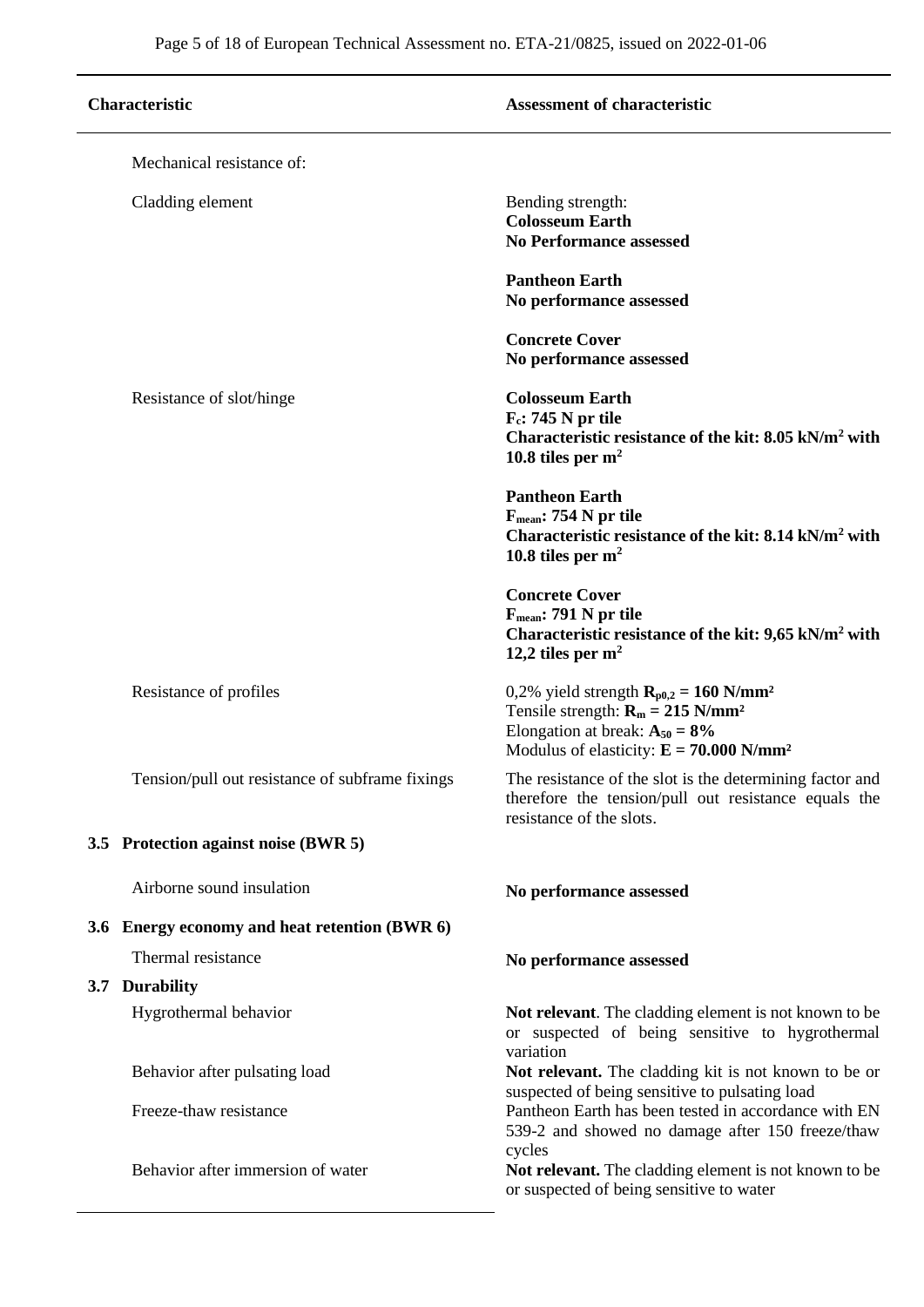| Characteristic | Assessment of characteristic |
|---|---|
| Mechanical resistance of: | |
| Cladding element | Bending strength:<br>**Colosseum Earth**<br>**No Performance assessed**<br><br>**Pantheon Earth**<br>**No performance assessed**<br><br>**Concrete Cover**<br>**No performance assessed** |
| Resistance of slot/hinge | **Colosseum Earth**<br>**$F_c$: 745 N pr tile**<br>**Characteristic resistance of the kit: 8.05 kN/m² with 10.8 tiles per m²**<br><br>**Pantheon Earth**<br>**$F_{mean}$: 754 N pr tile**<br>**Characteristic resistance of the kit: 8.14 kN/m² with 10.8 tiles per m²**<br><br>**Concrete Cover**<br>**$F_{mean}$: 791 N pr tile**<br>**Characteristic resistance of the kit: 9,65 kN/m² with 12,2 tiles per m²** |
| Resistance of profiles | 0,2% yield strength **$R_{p0,2}$ = 160 N/mm²**<br>Tensile strength: **$R_m$ = 215 N/mm²**<br>Elongation at break: **$A_{50}$ = 8%**<br>Modulus of elasticity: **E = 70.000 N/mm²** |
| Tension/pull out resistance of subframe fixings | The resistance of the slot is the determining factor and therefore the tension/pull out resistance equals the resistance of the slots. |
| **3.5 Protection against noise (BWR 5)** | |
| Airborne sound insulation | **No performance assessed** |
| **3.6 Energy economy and heat retention (BWR 6)** | |
| Thermal resistance | **No performance assessed** |
| **3.7 Durability** | |
| Hygrothermal behavior | **Not relevant**. The cladding element is not known to be or suspected of being sensitive to hygrothermal variation |
| Behavior after pulsating load | **Not relevant.** The cladding kit is not known to be or suspected of being sensitive to pulsating load |
| Freeze-thaw resistance | Pantheon Earth has been tested in accordance with EN 539-2 and showed no damage after 150 freeze/thaw cycles |
| Behavior after immersion of water | **Not relevant.** The cladding element is not known to be or suspected of being sensitive to water |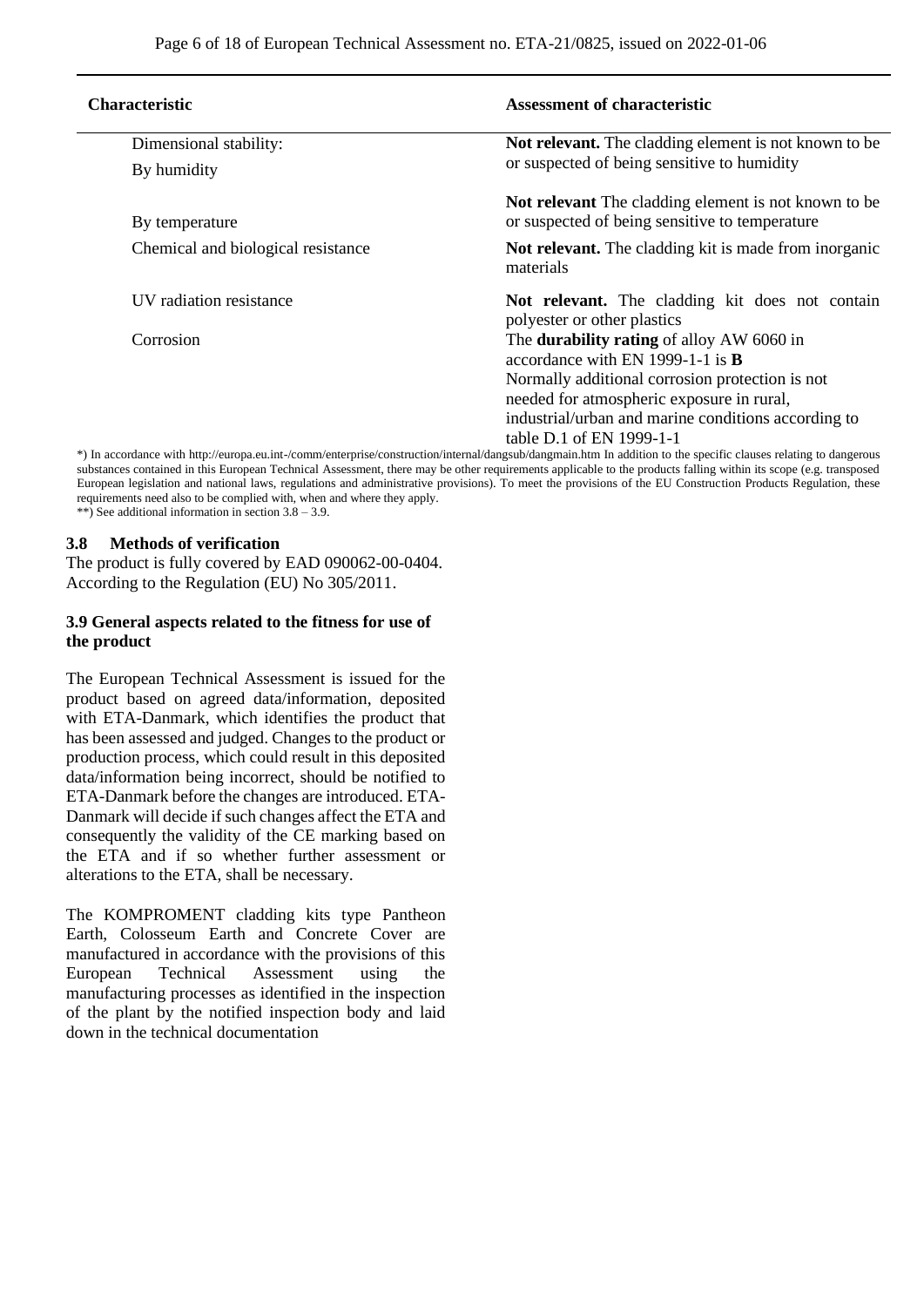| Characteristic | Assessment of characteristic |
|---|---|
| Dimensional stability: | |
| By humidity | **Not relevant.** The cladding element is not known to be or suspected of being sensitive to humidity |
| By temperature | **Not relevant** The cladding element is not known to be or suspected of being sensitive to temperature |
| Chemical and biological resistance | **Not relevant.** The cladding kit is made from inorganic materials |
| UV radiation resistance | **Not relevant.** The cladding kit does not contain polyester or other plastics |
| Corrosion | The **durability rating** of alloy AW 6060 in accordance with EN 1999-1-1 is **B** Normally additional corrosion protection is not needed for atmospheric exposure in rural, industrial/urban and marine conditions according to table D.1 of EN 1999-1-1 |

*) In accordance with http://europa.eu.int-/comm/enterprise/construction/internal/dangsub/dangmain.htm In addition to the specific clauses relating to dangerous substances contained in this European Technical Assessment, there may be other requirements applicable to the products falling within its scope (e.g. transposed European legislation and national laws, regulations and administrative provisions). To meet the provisions of the EU Construction Products Regulation, these requirements need also to be complied with, when and where they apply.

**) See additional information in section 3.8 – 3.9.

### 3.8 Methods of verification

The product is fully covered by EAD 090062-00-0404. According to the Regulation (EU) No 305/2011.

### 3.9 General aspects related to the fitness for use of the product

The European Technical Assessment is issued for the product based on agreed data/information, deposited with ETA-Danmark, which identifies the product that has been assessed and judged. Changes to the product or production process, which could result in this deposited data/information being incorrect, should be notified to ETA-Danmark before the changes are introduced. ETA-Danmark will decide if such changes affect the ETA and consequently the validity of the CE marking based on the ETA and if so whether further assessment or alterations to the ETA, shall be necessary.

The KOMPROMENT cladding kits type Pantheon Earth, Colosseum Earth and Concrete Cover are manufactured in accordance with the provisions of this European Technical Assessment using the manufacturing processes as identified in the inspection of the plant by the notified inspection body and laid down in the technical documentation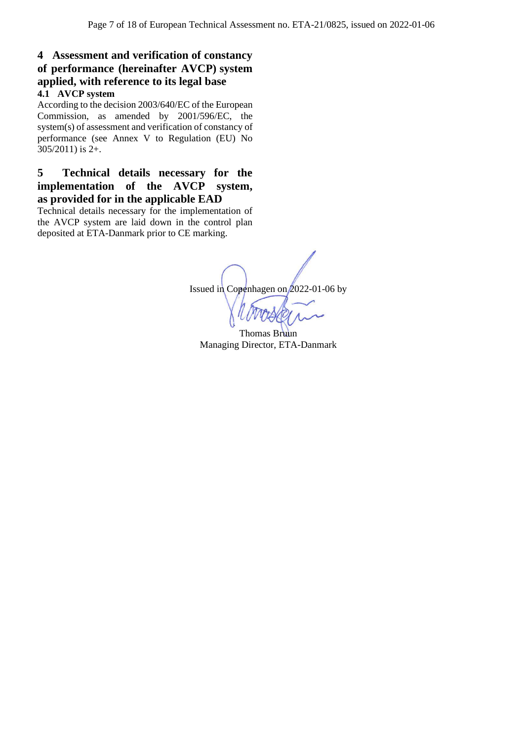## 4 Assessment and verification of constancy of performance (hereinafter AVCP) system applied, with reference to its legal base

### 4.1 AVCP system

According to the decision 2003/640/EC of the European Commission, as amended by 2001/596/EC, the system(s) of assessment and verification of constancy of performance (see Annex V to Regulation (EU) No 305/2011) is 2+.

## 5 Technical details necessary for the implementation of the AVCP system, as provided for in the applicable EAD

Technical details necessary for the implementation of the AVCP system are laid down in the control plan deposited at ETA-Danmark prior to CE marking.

Issued in Copenhagen on 2022-01-06 by

Thomas Bruun
Managing Director, ETA-Danmark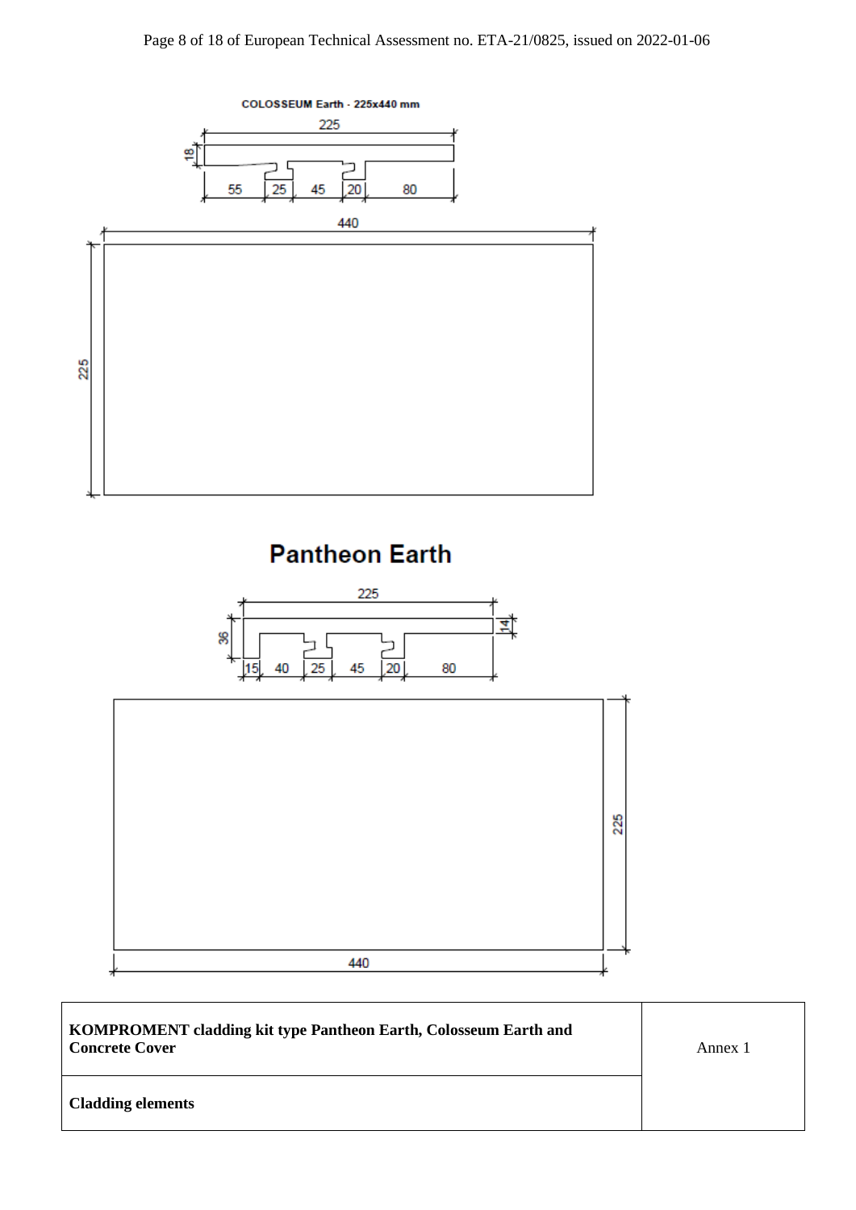COLOSSEUM Earth - 225x440 mm

225

18

55 | 25 | 45 | 20 | 80

440

225

## Pantheon Earth

225

36

14

15 | 40 | 25 | 45 | 20 | 80

225

440

| **KOMPROMENT cladding kit type Pantheon Earth, Colosseum Earth and Concrete Cover** | Annex 1 |
|---|---|
| **Cladding elements** | |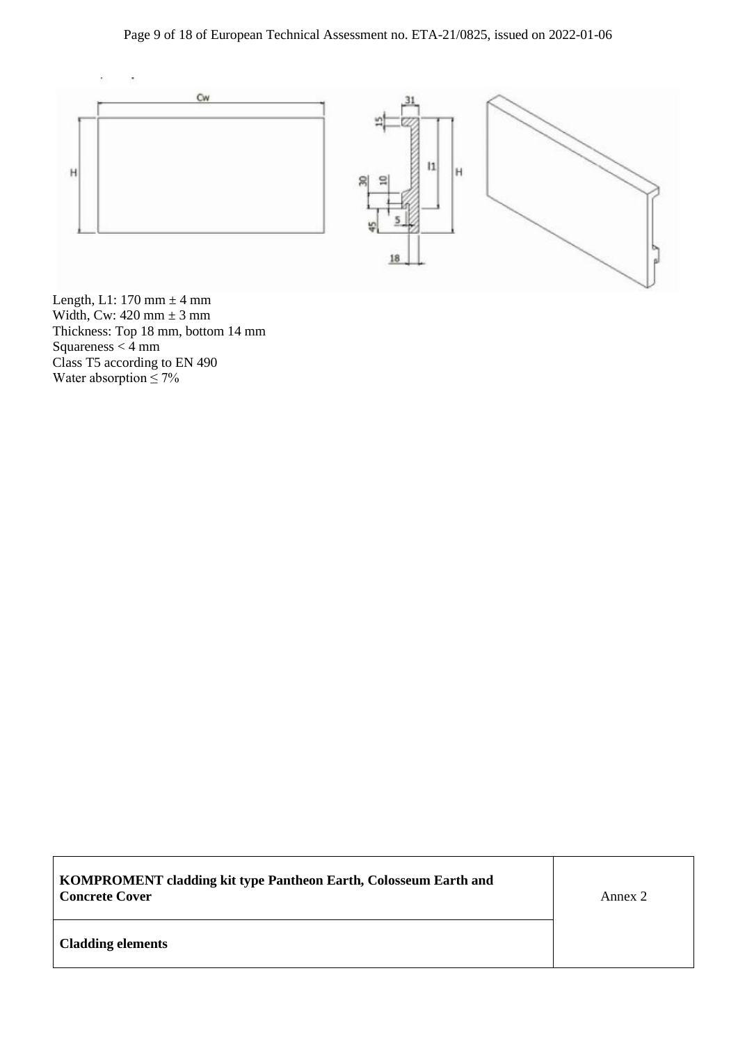Length, L1: 170 mm ± 4 mm
Width, Cw: 420 mm ± 3 mm
Thickness: Top 18 mm, bottom 14 mm
Squareness < 4 mm
Class T5 according to EN 490
Water absorption ≤ 7%

| **KOMPROMENT cladding kit type Pantheon Earth, Colosseum Earth and Concrete Cover** | Annex 2 |
| --- | --- |
| **Cladding elements** | |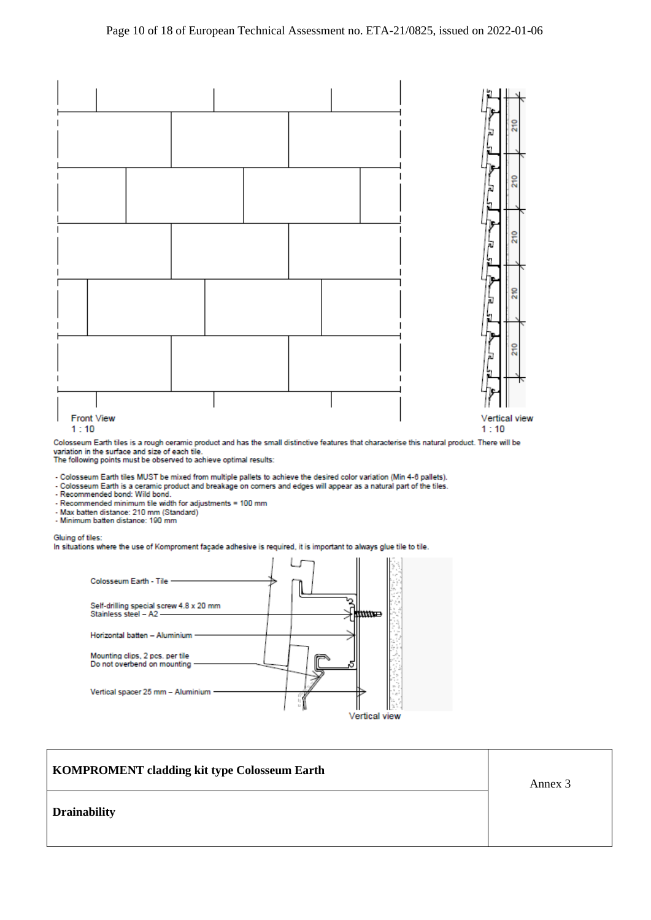Front View
1 : 10

Vertical view
1 : 10

Colosseum Earth tiles is a rough ceramic product and has the small distinctive features that characterise this natural product. There will be variation in the surface and size of each tile.
The following points must be observed to achieve optimal results:

- Colosseum Earth tiles MUST be mixed from multiple pallets to achieve the desired color variation (Min 4-6 pallets).
- Colosseum Earth is a ceramic product and breakage on corners and edges will appear as a natural part of the tiles.
- Recommended bond: Wild bond.
- Recommended minimum tile width for adjustments = 100 mm
- Max batten distance: 210 mm (Standard)
- Minimum batten distance: 190 mm

Gluing of tiles:
In situations where the use of Komproment façade adhesive is required, it is important to always glue tile to tile.

Colosseum Earth - Tile

Self-drilling special screw 4.8 x 20 mm
Stainless steel – A2

Horizontal batten – Aluminium

Mounting clips, 2 pcs. per tile
Do not overbend on mounting

Vertical spacer 25 mm – Aluminium

Vertical view

| KOMPROMENT cladding kit type Colosseum Earth | Annex 3 |
|---|---|
| **Drainability** | |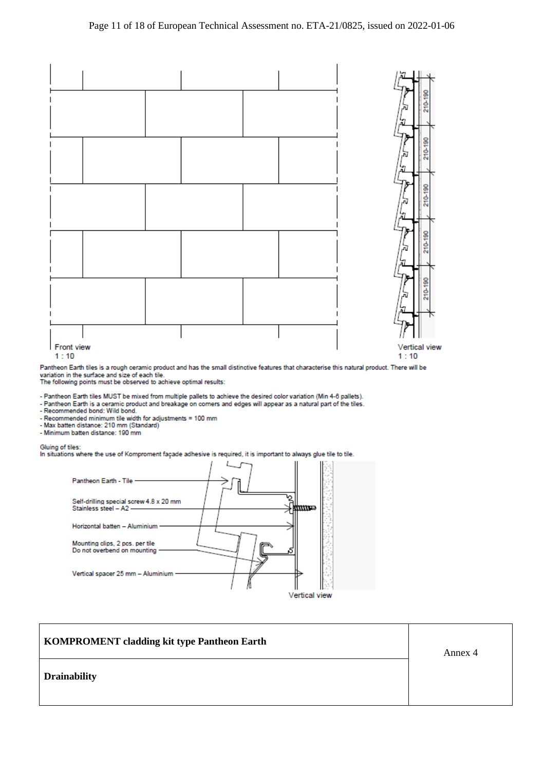Front view
1 : 10

Vertical view
1 : 10

210-190

Pantheon Earth tiles is a rough ceramic product and has the small distinctive features that characterise this natural product. There will be variation in the surface and size of each tile.
The following points must be observed to achieve optimal results:

- Pantheon Earth tiles MUST be mixed from multiple pallets to achieve the desired color variation (Min 4-6 pallets).
- Pantheon Earth is a ceramic product and breakage on corners and edges will appear as a natural part of the tiles.
- Recommended bond: Wild bond.
- Recommended minimum tile width for adjustments = 100 mm
- Max batten distance: 210 mm (Standard)
- Minimum batten distance: 190 mm

Gluing of tiles:
In situations where the use of Komproment façade adhesive is required, it is important to always glue tile to tile.

Pantheon Earth - Tile

Self-drilling special screw 4.8 x 20 mm
Stainless steel – A2

Horizontal batten – Aluminium

Mounting clips, 2 pcs. per tile
Do not overbend on mounting

Vertical spacer 25 mm – Aluminium

Vertical view

| **KOMPROMENT cladding kit type Pantheon Earth** | Annex 4 |
|---|---|
| **Drainability** | |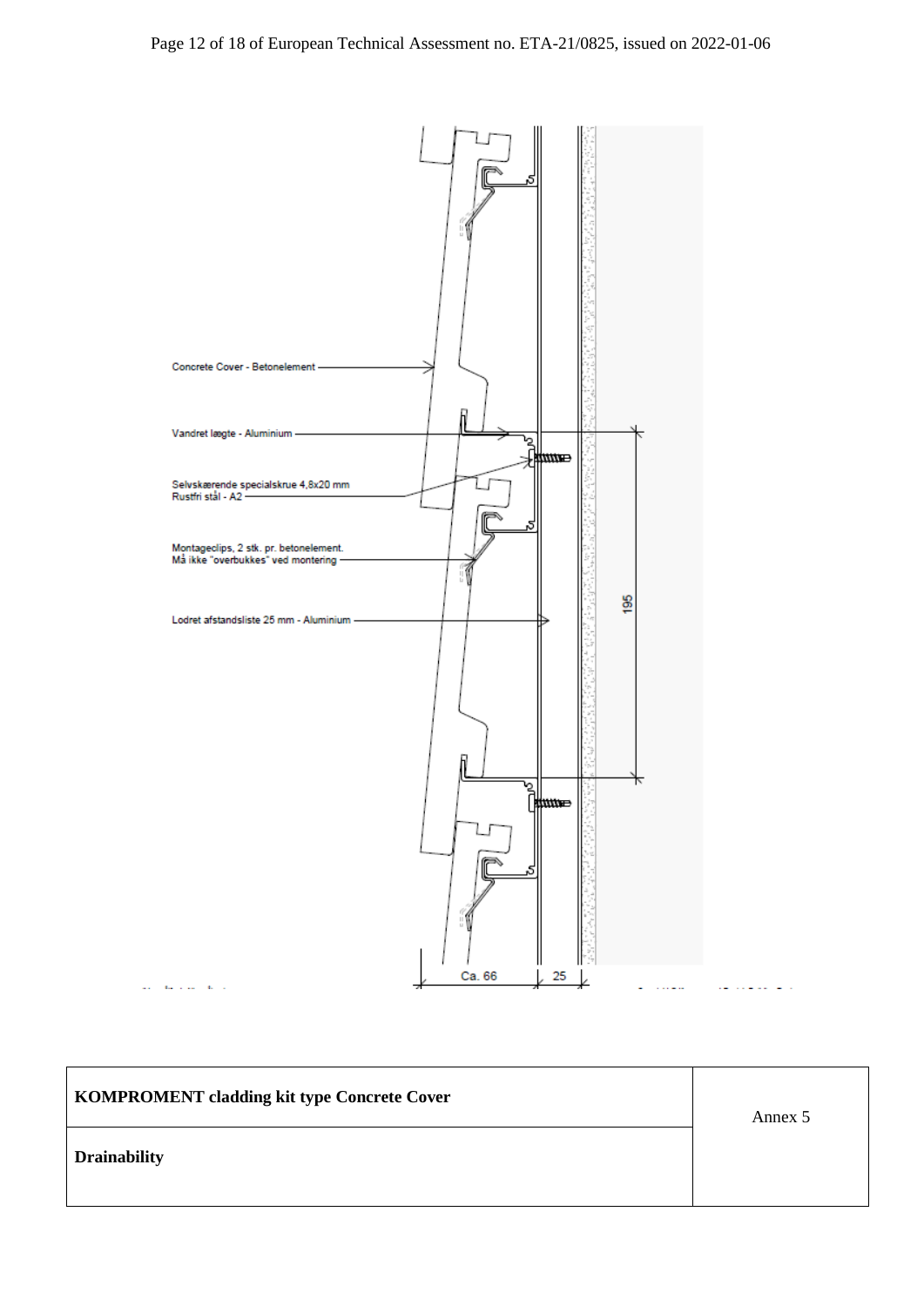Concrete Cover - Betonelement

Vandret lægte - Aluminium

Selvskærende specialskrue 4,8x20 mm
Rustfri stål - A2

Montageclips, 2 stk. pr. betonelement.
Må ikke "overbukkes" ved montering

Lodret afstandsliste 25 mm - Aluminium

195

Ca. 66

25

| KOMPROMENT cladding kit type Concrete Cover | Annex 5 |
| --- | --- |
| Drainability | |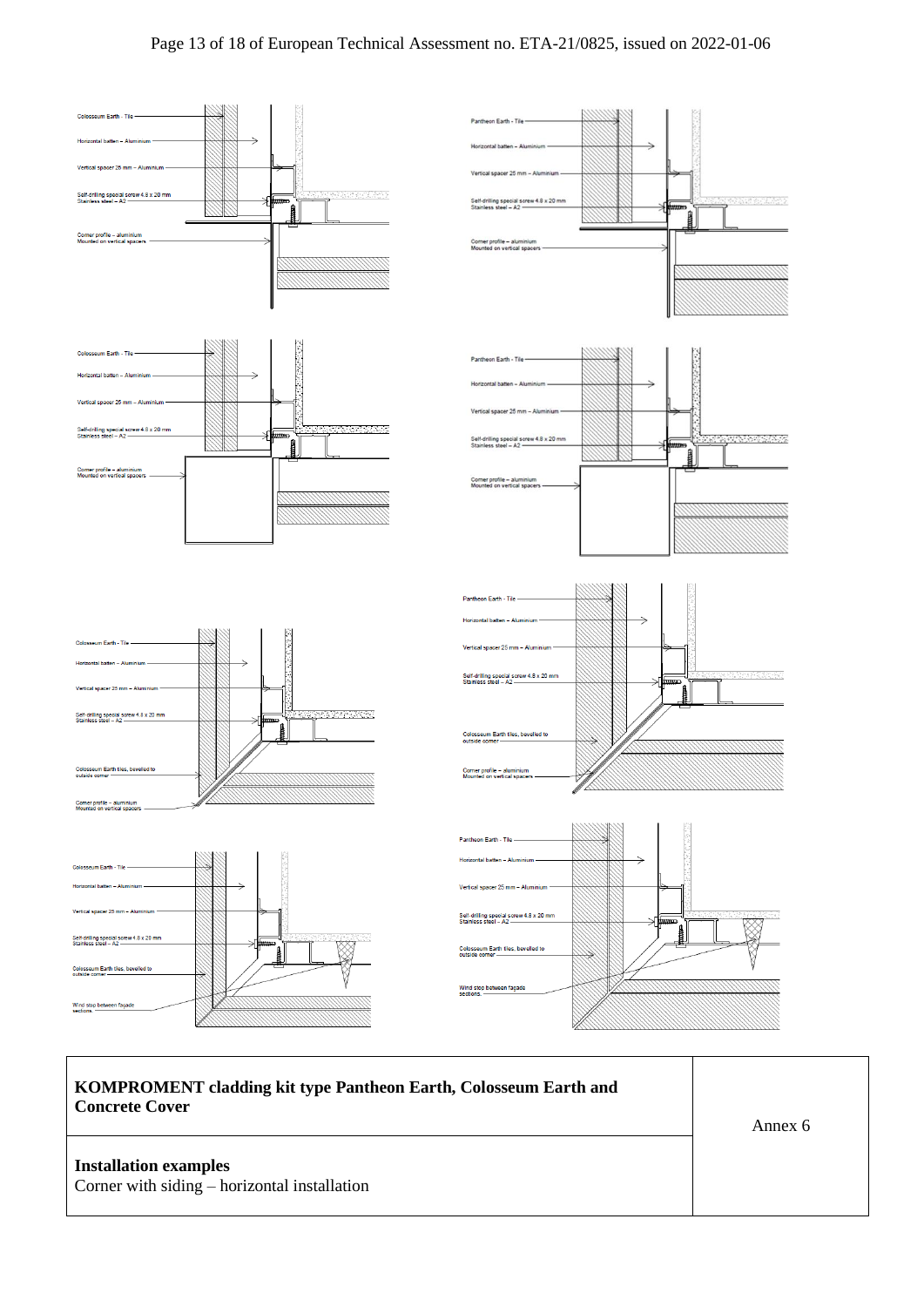Colosseum Earth - Tile

Horizontal batten – Aluminium

Vertical spacer 25 mm – Aluminium

Self-drilling special screw 4.8 x 20 mm
Stainless steel – A2

Corner profile – aluminium
Mounted on vertical spacers

Pantheon Earth - Tile

Horizontal batten – Aluminium

Vertical spacer 25 mm – Aluminium

Self-drilling special screw 4.8 x 20 mm
Stainless steel – A2

Corner profile – aluminium
Mounted on vertical spacers

Colosseum Earth - Tile

Horizontal batten – Aluminium

Vertical spacer 25 mm – Aluminium

Self-drilling special screw 4.8 x 20 mm
Stainless steel – A2

Corner profile – aluminium
Mounted on vertical spacers

Pantheon Earth - Tile

Horizontal batten – Aluminium

Vertical spacer 25 mm – Aluminium

Self-drilling special screw 4.8 x 20 mm
Stainless steel – A2

Corner profile – aluminium
Mounted on vertical spacers

Colosseum Earth - Tile

Horizontal batten – Aluminium

Vertical spacer 25 mm – Aluminium

Self-drilling special screw 4.8 x 20 mm
Stainless steel – A2

Colosseum Earth tiles, bevelled to outside corner

Corner profile – aluminium
Mounted on vertical spacers

Pantheon Earth - Tile

Horizontal batten – Aluminium

Vertical spacer 25 mm – Aluminium

Self-drilling special screw 4.8 x 20 mm
Stainless steel – A2

Colosseum Earth tiles, bevelled to outside corner

Corner profile – aluminium
Mounted on vertical spacers

Colosseum Earth - Tile

Horizontal batten – Aluminium

Vertical spacer 25 mm – Aluminium

Self-drilling special screw 4.8 x 20 mm
Stainless steel – A2

Colosseum Earth tiles, bevelled to outside corner

Wind stop between façade sections.

Pantheon Earth - Tile

Horizontal batten – Aluminium

Vertical spacer 25 mm – Aluminium

Self-drilling special screw 4.8 x 20 mm
Stainless steel – A2

Colosseum Earth tiles, bevelled to outside corner

Wind stop between façade sections.

| **KOMPROMENT cladding kit type Pantheon Earth, Colosseum Earth and Concrete Cover** | Annex 6 |
|---|---|
| **Installation examples**<br>Corner with siding – horizontal installation | |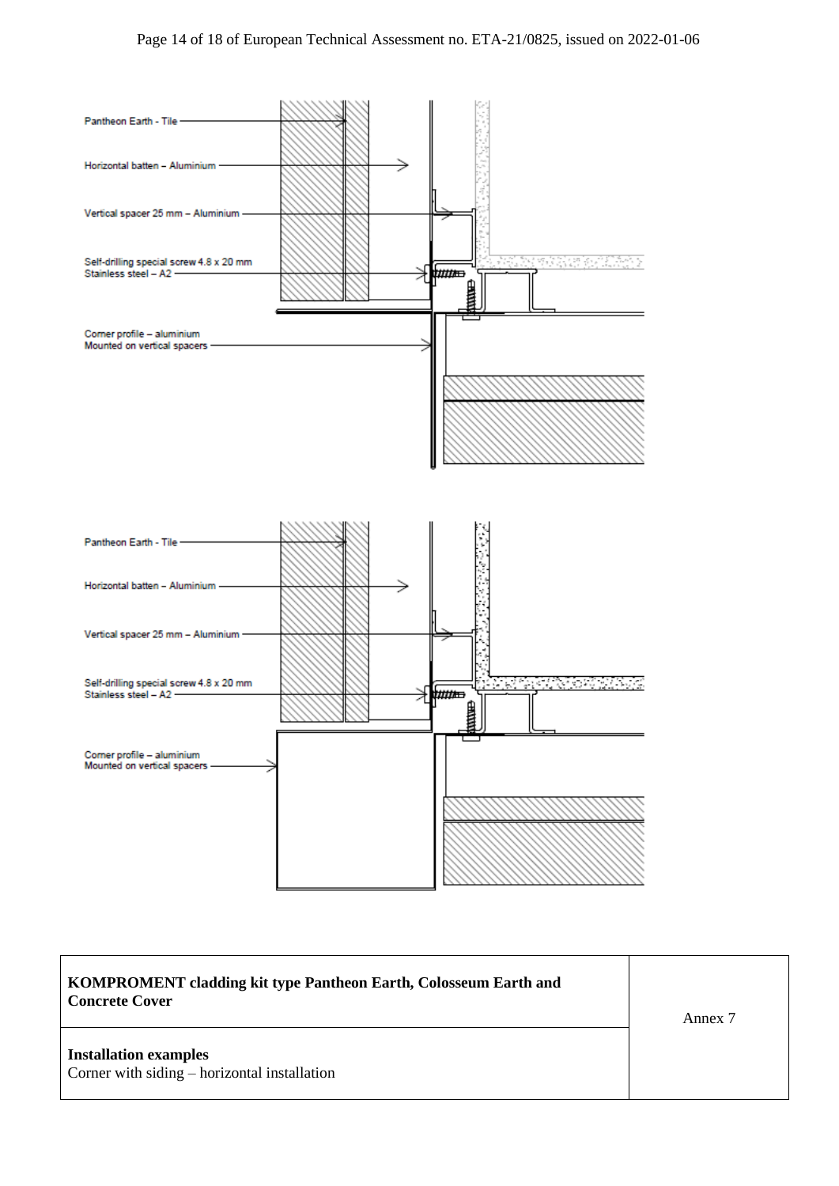Pantheon Earth - Tile

Horizontal batten – Aluminium

Vertical spacer 25 mm – Aluminium

Self-drilling special screw 4.8 x 20 mm
Stainless steel – A2

Corner profile – aluminium
Mounted on vertical spacers

Pantheon Earth - Tile

Horizontal batten – Aluminium

Vertical spacer 25 mm – Aluminium

Self-drilling special screw 4.8 x 20 mm
Stainless steel – A2

Corner profile – aluminium
Mounted on vertical spacers

| **KOMPROMENT cladding kit type Pantheon Earth, Colosseum Earth and Concrete Cover** | Annex 7 |
|---|---|
| **Installation examples**<br>Corner with siding – horizontal installation | |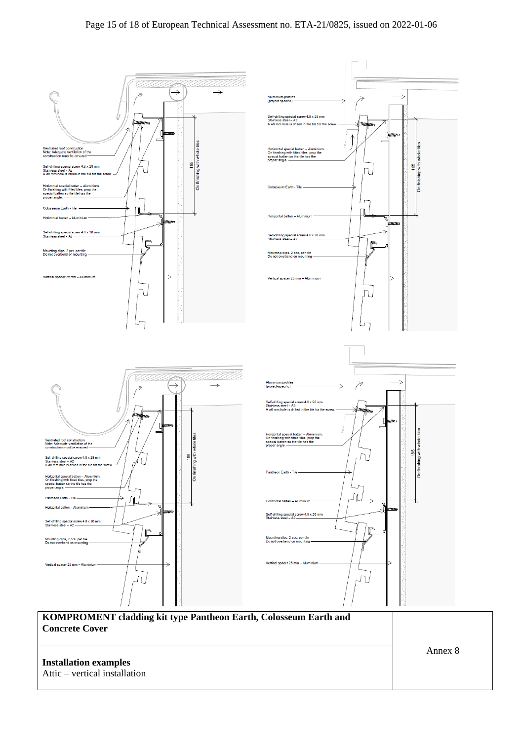Ventilated roof construction
Note: Adequate ventilation of the construction must be ensured

Self-drilling special screw 4.8 x 28 mm
Stainless steel – A2
A ø6 mm hole is drilled in the tile for the screw.

Horizontal special batten – Aluminium.
On finishing with fitted tiles, prop the special batten so the tile has the proper angle.

Colosseum Earth - Tile

Horizontal batten – Aluminium

Self-drilling special screw 4.8 x 20 mm
Stainless steel – A2

Mounting clips, 2 pcs. per tile
Do not overbend on mounting

Vertical spacer 25 mm – Aluminium

165
On finishing with whole tiles

Aluminium profiles
(project-specific)

Self-drilling special screw 4.8 x 28 mm
Stainless steel – A2
A ø6 mm hole is drilled in the tile for the screw.

Horizontal special batten – Aluminium.
On finishing with fitted tiles, prop the special batten so the tile has the proper angle.

Colosseum Earth - Tile

Horizontal batten – Aluminium

Self-drilling special screw 4.8 x 20 mm
Stainless steel – A2

Mounting clips, 2 pcs. per tile
Do not overbend on mounting

Vertical spacer 25 mm – Aluminium

165
On finishing with whole tiles

Ventilated roof construction
Note: Adequate ventilation of the construction must be ensured

Self-drilling special screw 4.8 x 28 mm
Stainless steel – A2
A ø6 mm hole is drilled in the tile for the screw.

Horizontal special batten – Aluminium.
On finishing with fitted tiles, prop the special batten so the tile has the proper angle.

Pantheon Earth - Tile

Horizontal batten – Aluminium

Self-drilling special screw 4.8 x 20 mm
Stainless steel – A2

Mounting clips, 2 pcs. per tile
Do not overbend on mounting

Vertical spacer 25 mm – Aluminium

165
On finishing with whole tiles

Aluminium profiles
(project-specific)

Self-drilling special screw 4.8 x 28 mm
Stainless steel – A2
A ø6 mm hole is drilled in the tile for the screw.

Horizontal special batten – Aluminium.
On finishing with fitted tiles, prop the special batten so the tile has the proper angle.

Pantheon Earth - Tile

Horizontal batten – Aluminium

Self-drilling special screw 4.8 x 20 mm
Stainless steel – A2

Mounting clips, 2 pcs. per tile
Do not overbend on mounting

Vertical spacer 25 mm – Aluminium

165
On finishing with whole tiles

| **KOMPROMENT cladding kit type Pantheon Earth, Colosseum Earth and Concrete Cover** | Annex 8 |
|---|---|
| **Installation examples**<br>Attic – vertical installation | |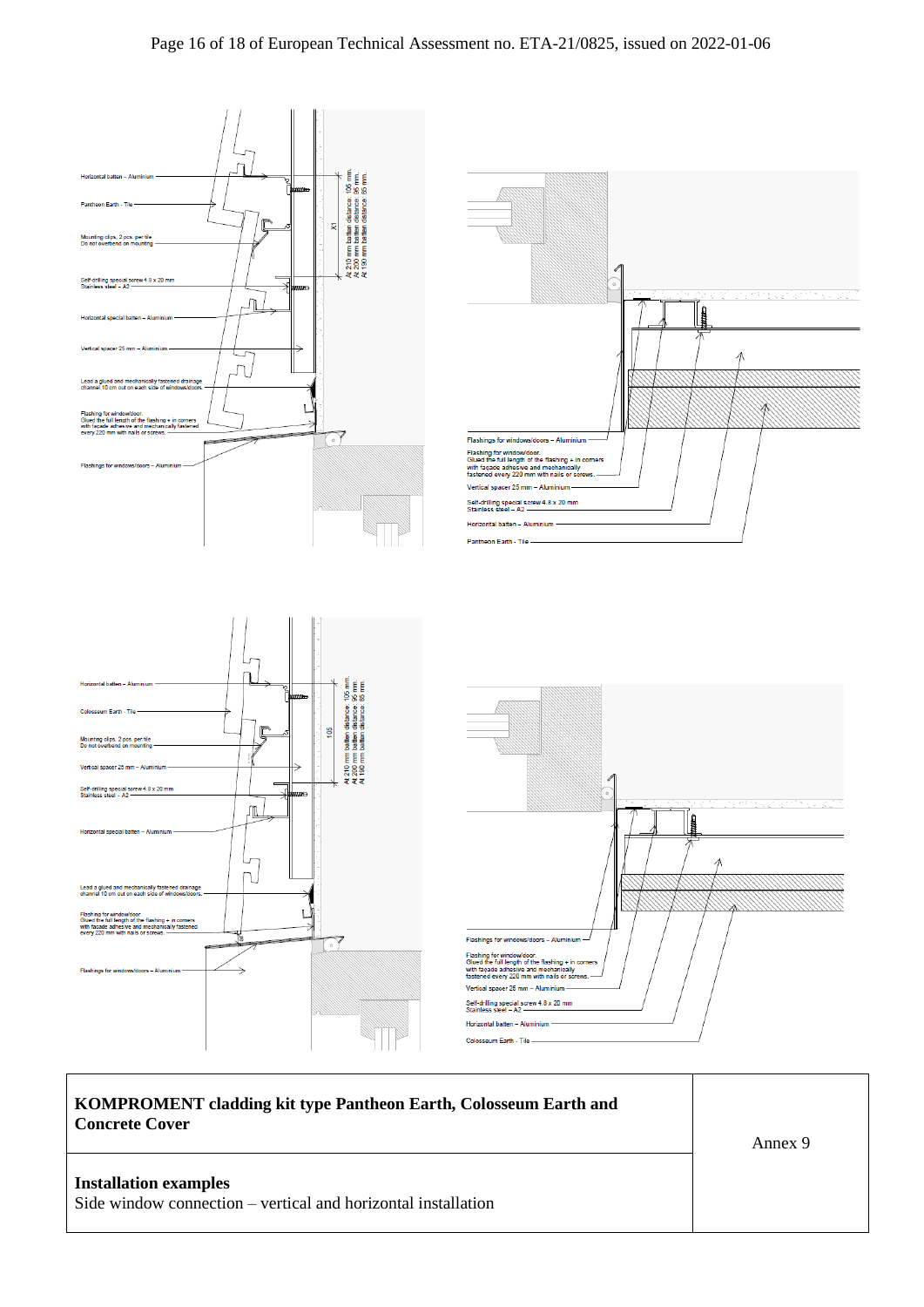Horizontal batten – Aluminium

Pantheon Earth - Tile

Mounting clips, 2 pcs. per tile
Do not overbend on mounting

Self-drilling special screw 4.8 x 20 mm
Stainless steel – A2

Horizontal special batten – Aluminium

Vertical spacer 25 mm – Aluminium

Lead a glued and mechanically fastened drainage channel 10 cm out on each side of windows/doors.

Flashing for window/door.
Glued the full length of the flashing + in corners with facade adhesive and mechanically fastened every 220 mm with nails or screws.

Flashings for windows/doors – Aluminium

X1

At 210 mm batten distance: 105 mm.
At 200 mm batten distance: 95 mm.
At 190 mm batten distance: 85 mm.

Flashings for windows/doors – Aluminium

Flashing for window/door.
Glued the full length of the flashing + in corners with facade adhesive and mechanically fastened every 220 mm with nails or screws.

Vertical spacer 25 mm – Aluminium

Self-drilling special screw 4.8 x 20 mm
Stainless steel – A2

Horizontal batten – Aluminium

Pantheon Earth - Tile

Horizontal batten – Aluminium

Colosseum Earth - Tile

Mounting clips, 2 pcs. per tile
Do not overbend on mounting

Vertical spacer 25 mm – Aluminium

Self-drilling special screw 4.8 x 20 mm
Stainless steel – A2

Horizontal special batten – Aluminium

Lead a glued and mechanically fastened drainage channel 10 cm out on each side of windows/doors.

Flashing for window/door
Glued the full length of the flashing + in corners with facade adhesive and mechanically fastened every 220 mm with nails or screws

Flashings for windows/doors – Aluminium

105

At 210 mm batten distance: 105 mm.
At 200 mm batten distance: 95 mm.
At 190 mm batten distance: 85 mm.

Flashings for windows/doors – Aluminium

Flashing for window/door.
Glued the full length of the flashing + in corners with facade adhesive and mechanically fastened every 220 mm with nails or screws.

Vertical spacer 25 mm – Aluminium

Self-drilling special screw 4.8 x 20 mm
Stainless steel – A2

Horizontal batten – Aluminium

Colosseum Earth - Tile

| **KOMPROMENT cladding kit type Pantheon Earth, Colosseum Earth and Concrete Cover** | Annex 9 |
|---|---|
| **Installation examples**<br>Side window connection – vertical and horizontal installation | |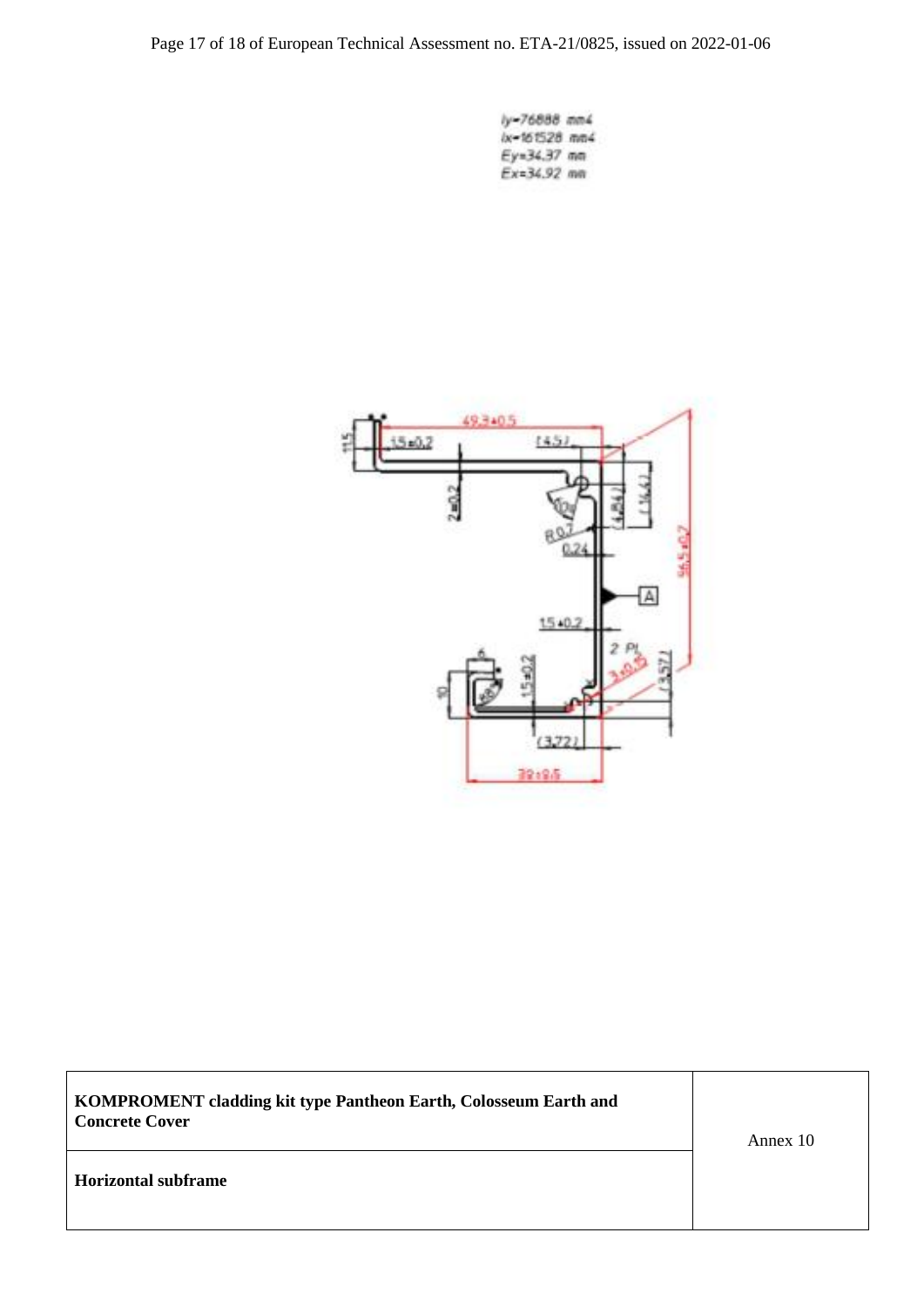Iy=76888 mm4
Ix=161528 mm4
Ey=34.37 mm
Ex=34.92 mm

| KOMPROMENT cladding kit type Pantheon Earth, Colosseum Earth and Concrete Cover | Annex 10 |
|---|---|
| **Horizontal subframe** | |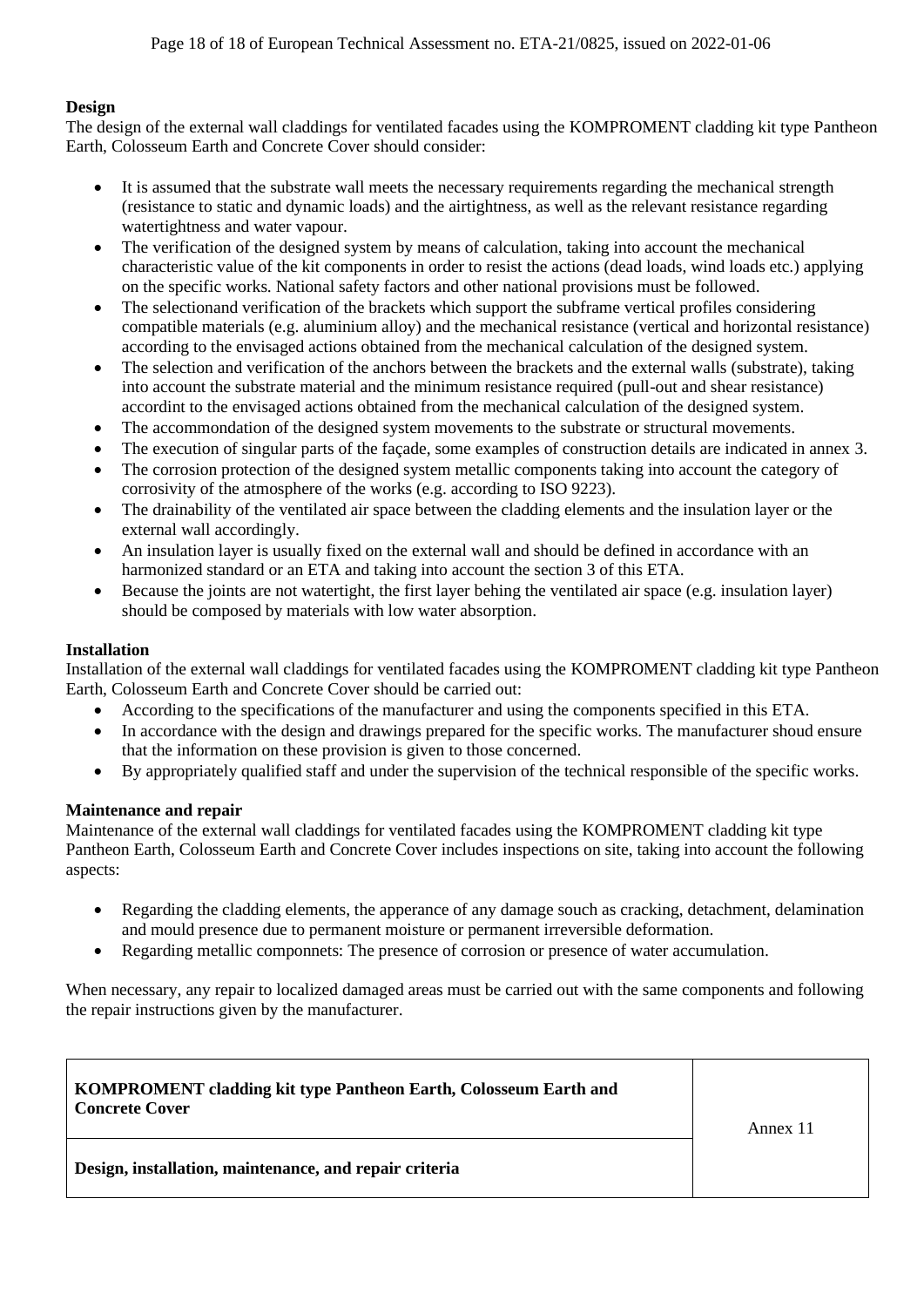**Design**

The design of the external wall claddings for ventilated facades using the KOMPROMENT cladding kit type Pantheon Earth, Colosseum Earth and Concrete Cover should consider:

- It is assumed that the substrate wall meets the necessary requirements regarding the mechanical strength (resistance to static and dynamic loads) and the airtightness, as well as the relevant resistance regarding watertightness and water vapour.
- The verification of the designed system by means of calculation, taking into account the mechanical characteristic value of the kit components in order to resist the actions (dead loads, wind loads etc.) applying on the specific works. National safety factors and other national provisions must be followed.
- The selectionand verification of the brackets which support the subframe vertical profiles considering compatible materials (e.g. aluminium alloy) and the mechanical resistance (vertical and horizontal resistance) according to the envisaged actions obtained from the mechanical calculation of the designed system.
- The selection and verification of the anchors between the brackets and the external walls (substrate), taking into account the substrate material and the minimum resistance required (pull-out and shear resistance) accordint to the envisaged actions obtained from the mechanical calculation of the designed system.
- The accommondation of the designed system movements to the substrate or structural movements.
- The execution of singular parts of the façade, some examples of construction details are indicated in annex 3.
- The corrosion protection of the designed system metallic components taking into account the category of corrosivity of the atmosphere of the works (e.g. according to ISO 9223).
- The drainability of the ventilated air space between the cladding elements and the insulation layer or the external wall accordingly.
- An insulation layer is usually fixed on the external wall and should be defined in accordance with an harmonized standard or an ETA and taking into account the section 3 of this ETA.
- Because the joints are not watertight, the first layer behing the ventilated air space (e.g. insulation layer) should be composed by materials with low water absorption.

**Installation**

Installation of the external wall claddings for ventilated facades using the KOMPROMENT cladding kit type Pantheon Earth, Colosseum Earth and Concrete Cover should be carried out:

- According to the specifications of the manufacturer and using the components specified in this ETA.
- In accordance with the design and drawings prepared for the specific works. The manufacturer shoud ensure that the information on these provision is given to those concerned.
- By appropriately qualified staff and under the supervision of the technical responsible of the specific works.

**Maintenance and repair**

Maintenance of the external wall claddings for ventilated facades using the KOMPROMENT cladding kit type Pantheon Earth, Colosseum Earth and Concrete Cover includes inspections on site, taking into account the following aspects:

- Regarding the cladding elements, the apperance of any damage souch as cracking, detachment, delamination and mould presence due to permanent moisture or permanent irreversible deformation.
- Regarding metallic componnets: The presence of corrosion or presence of water accumulation.

When necessary, any repair to localized damaged areas must be carried out with the same components and following the repair instructions given by the manufacturer.

| | |
|---|---|
| **KOMPROMENT cladding kit type Pantheon Earth, Colosseum Earth and Concrete Cover** | Annex 11 |
| **Design, installation, maintenance, and repair criteria** | |